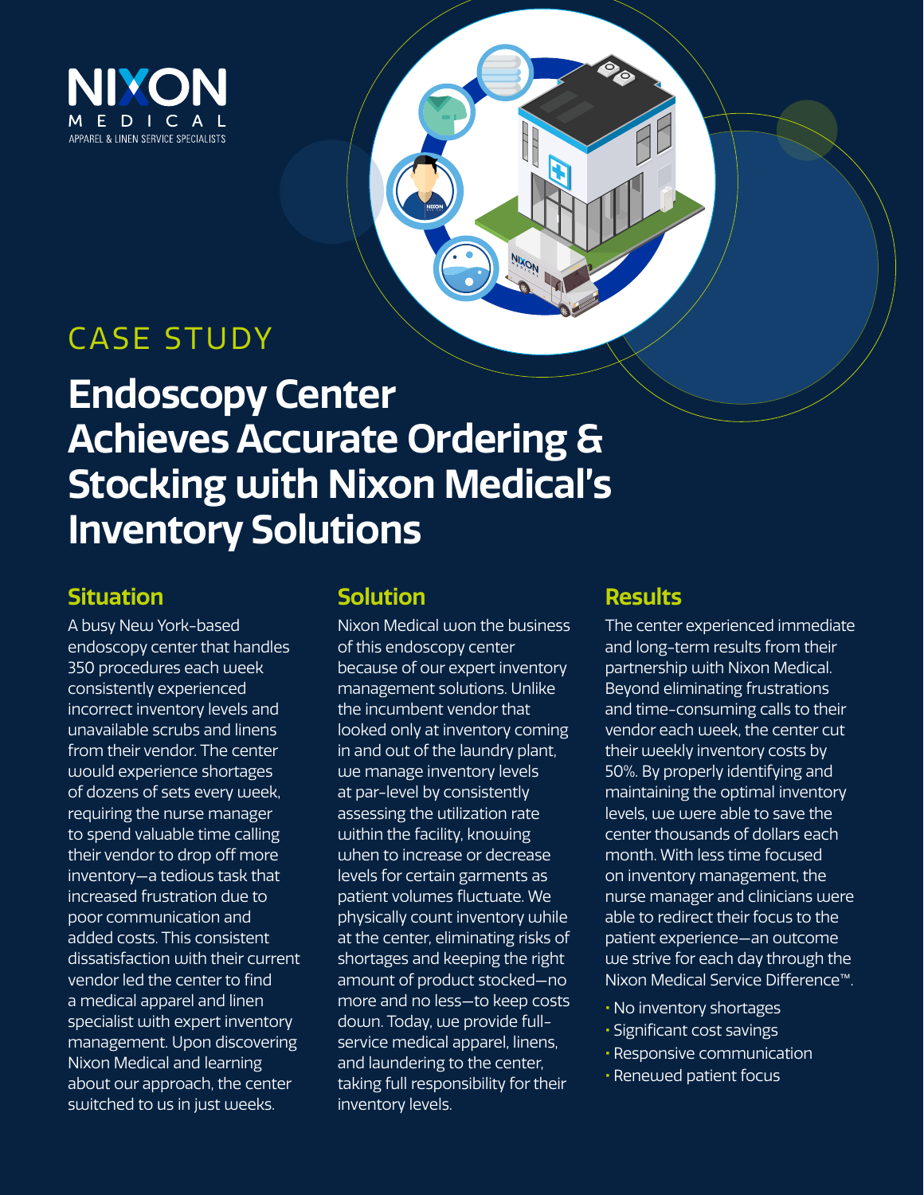NIXON MEDICAL
APPAREL & LINEN SERVICE SPECIALISTS

CASE STUDY

# Endoscopy Center Achieves Accurate Ordering & Stocking with Nixon Medical's Inventory Solutions

## Situation

A busy New York-based endoscopy center that handles 350 procedures each week consistently experienced incorrect inventory levels and unavailable scrubs and linens from their vendor. The center would experience shortages of dozens of sets every week, requiring the nurse manager to spend valuable time calling their vendor to drop off more inventory—a tedious task that increased frustration due to poor communication and added costs. This consistent dissatisfaction with their current vendor led the center to find a medical apparel and linen specialist with expert inventory management. Upon discovering Nixon Medical and learning about our approach, the center switched to us in just weeks.

## Solution

Nixon Medical won the business of this endoscopy center because of our expert inventory management solutions. Unlike the incumbent vendor that looked only at inventory coming in and out of the laundry plant, we manage inventory levels at par-level by consistently assessing the utilization rate within the facility, knowing when to increase or decrease levels for certain garments as patient volumes fluctuate. We physically count inventory while at the center, eliminating risks of shortages and keeping the right amount of product stocked—no more and no less—to keep costs down. Today, we provide full-service medical apparel, linens, and laundering to the center, taking full responsibility for their inventory levels.

## Results

The center experienced immediate and long-term results from their partnership with Nixon Medical. Beyond eliminating frustrations and time-consuming calls to their vendor each week, the center cut their weekly inventory costs by 50%. By properly identifying and maintaining the optimal inventory levels, we were able to save the center thousands of dollars each month. With less time focused on inventory management, the nurse manager and clinicians were able to redirect their focus to the patient experience—an outcome we strive for each day through the Nixon Medical Service Difference™.

- No inventory shortages
- Significant cost savings
- Responsive communication
- Renewed patient focus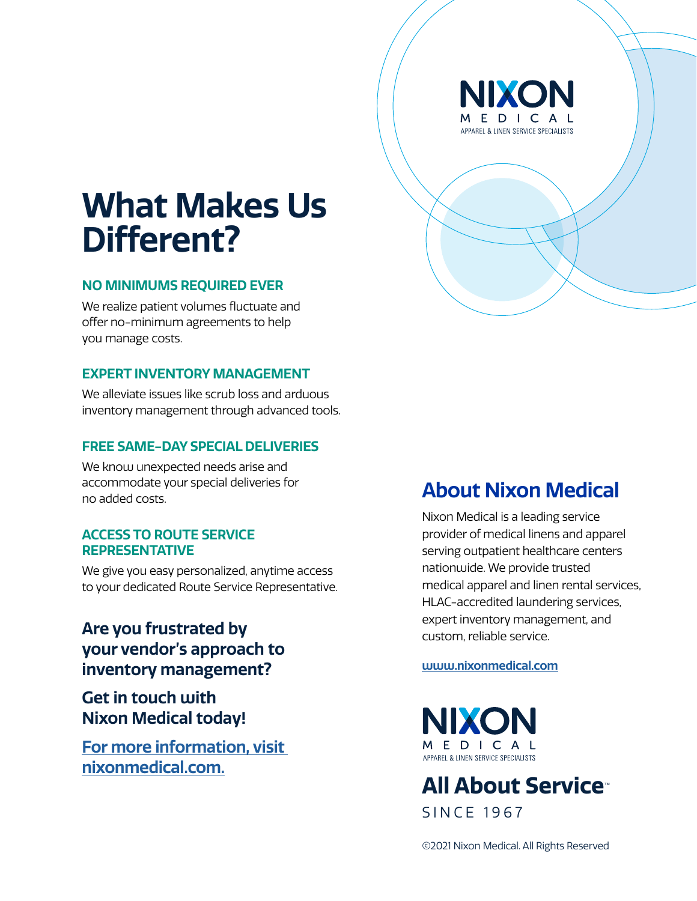NIXON MEDICAL
APPAREL & LINEN SERVICE SPECIALISTS

# What Makes Us Different?

### NO MINIMUMS REQUIRED EVER

We realize patient volumes fluctuate and offer no-minimum agreements to help you manage costs.

### EXPERT INVENTORY MANAGEMENT

We alleviate issues like scrub loss and arduous inventory management through advanced tools.

### FREE SAME-DAY SPECIAL DELIVERIES

We know unexpected needs arise and accommodate your special deliveries for no added costs.

### ACCESS TO ROUTE SERVICE REPRESENTATIVE

We give you easy personalized, anytime access to your dedicated Route Service Representative.

**Are you frustrated by your vendor's approach to inventory management?**

**Get in touch with Nixon Medical today!**

**For more information, visit nixonmedical.com.**

## About Nixon Medical

Nixon Medical is a leading service provider of medical linens and apparel serving outpatient healthcare centers nationwide. We provide trusted medical apparel and linen rental services, HLAC-accredited laundering services, expert inventory management, and custom, reliable service.

www.nixonmedical.com

NIXON MEDICAL
APPAREL & LINEN SERVICE SPECIALISTS

**All About Service™**

SINCE 1967

©2021 Nixon Medical. All Rights Reserved